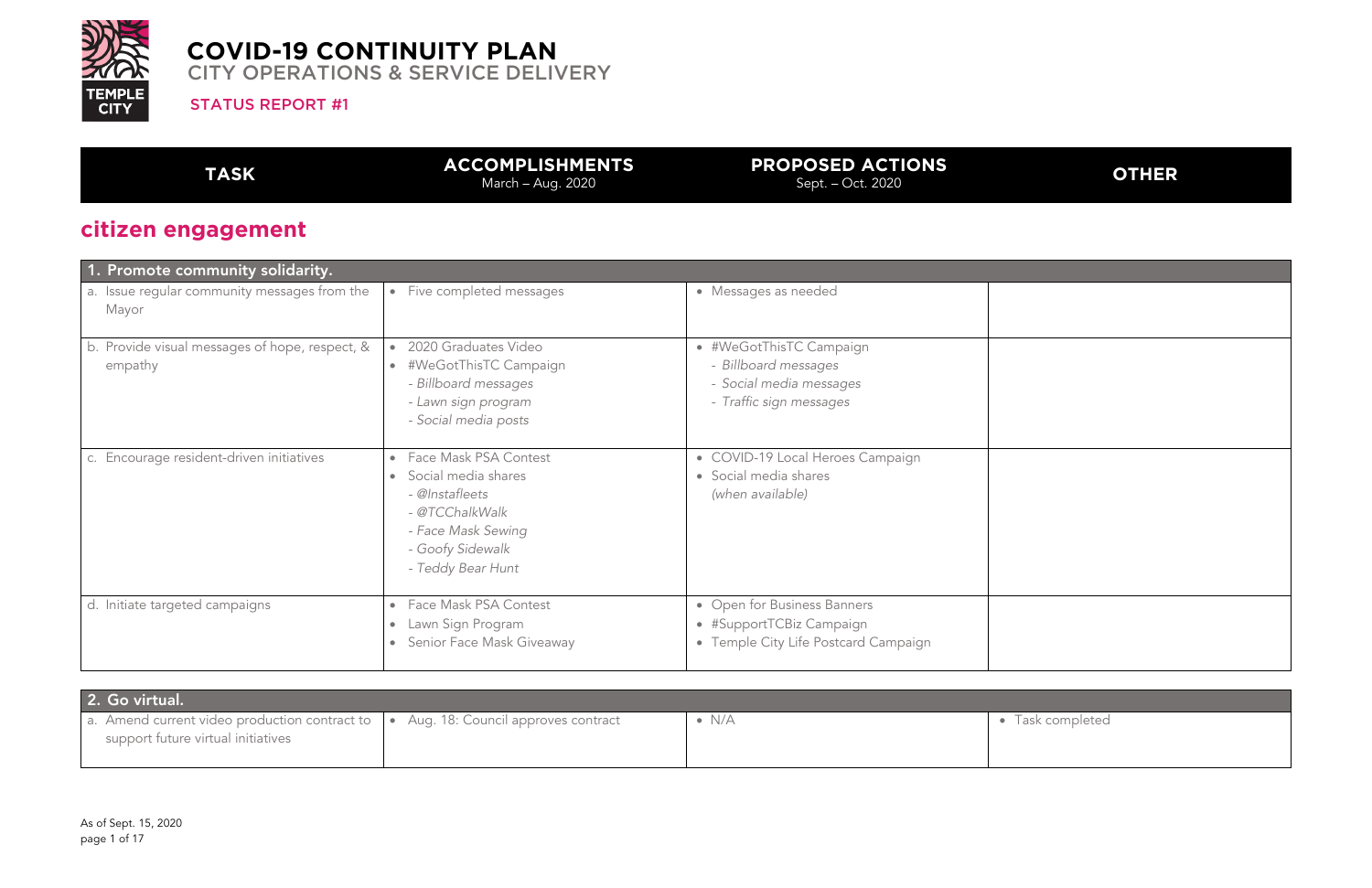# COVID-19 CONTINUITY PLAN

## CITY OPERATIONS & SERVICE DELIVERY

STATUS REPORT #1

## citizen engagement

| TASK | ACCOMPLISHMENTS<br>March – Aug. 2020 | PROPOSED ACTIONS<br>Sept. – Oct. 2020 | OTHER |
|---|---|---|---|
| **1. Promote community solidarity.** | | | |
| a. Issue regular community messages from the Mayor | • Five completed messages | • Messages as needed | |
| b. Provide visual messages of hope, respect, & empathy | • 2020 Graduates Video<br>• #WeGotThisTC Campaign<br>- *Billboard messages*<br>- *Lawn sign program*<br>- *Social media posts* | • #WeGotThisTC Campaign<br>- *Billboard messages*<br>- *Social media messages*<br>- *Traffic sign messages* | |
| c. Encourage resident-driven initiatives | • Face Mask PSA Contest<br>• Social media shares<br>- *@Instafleets*<br>- *@TCChalkWalk*<br>- *Face Mask Sewing*<br>- *Goofy Sidewalk*<br>- *Teddy Bear Hunt* | • COVID-19 Local Heroes Campaign<br>• Social media shares<br>*(when available)* | |
| d. Initiate targeted campaigns | • Face Mask PSA Contest<br>• Lawn Sign Program<br>• Senior Face Mask Giveaway | • Open for Business Banners<br>• #SupportTCBiz Campaign<br>• Temple City Life Postcard Campaign | |
| **2. Go virtual.** | | | |
| a. Amend current video production contract to support future virtual initiatives | • Aug. 18: Council approves contract | • N/A | • Task completed |

As of Sept. 15, 2020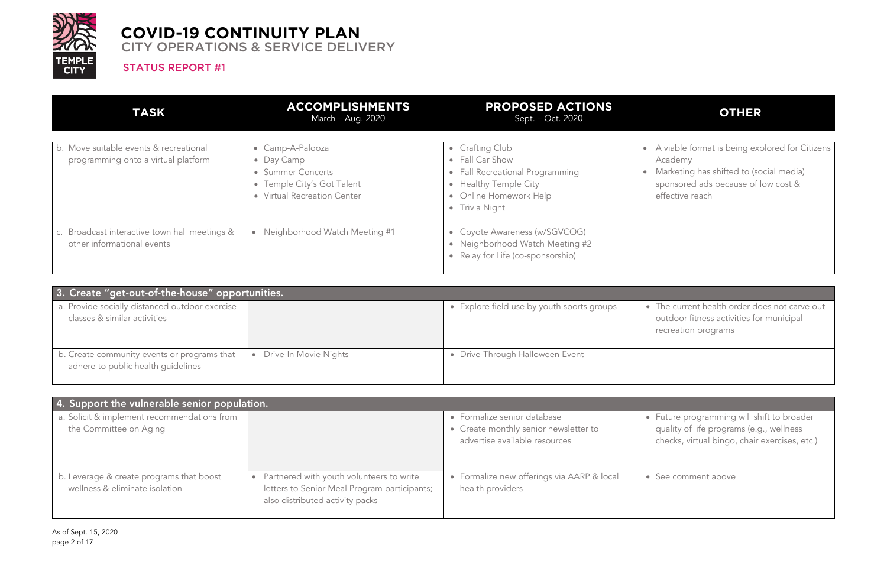# COVID-19 CONTINUITY PLAN

## CITY OPERATIONS & SERVICE DELIVERY

### STATUS REPORT #1

| TASK | ACCOMPLISHMENTS March – Aug. 2020 | PROPOSED ACTIONS Sept. – Oct. 2020 | OTHER |
|---|---|---|---|
| b. Move suitable events & recreational programming onto a virtual platform | • Camp-A-Palooza<br>• Day Camp<br>• Summer Concerts<br>• Temple City's Got Talent<br>• Virtual Recreation Center | • Crafting Club<br>• Fall Car Show<br>• Fall Recreational Programming<br>• Healthy Temple City<br>• Online Homework Help<br>• Trivia Night | • A viable format is being explored for Citizens Academy<br>• Marketing has shifted to (social media) sponsored ads because of low cost & effective reach |
| c. Broadcast interactive town hall meetings & other informational events | • Neighborhood Watch Meeting #1 | • Coyote Awareness (w/SGVCOG)<br>• Neighborhood Watch Meeting #2<br>• Relay for Life (co-sponsorship) | |
| **3. Create "get-out-of-the-house" opportunities.** | | | |
| a. Provide socially-distanced outdoor exercise classes & similar activities | | • Explore field use by youth sports groups | • The current health order does not carve out outdoor fitness activities for municipal recreation programs |
| b. Create community events or programs that adhere to public health guidelines | • Drive-In Movie Nights | • Drive-Through Halloween Event | |
| **4. Support the vulnerable senior population.** | | | |
| a. Solicit & implement recommendations from the Committee on Aging | | • Formalize senior database<br>• Create monthly senior newsletter to advertise available resources | • Future programming will shift to broader quality of life programs (e.g., wellness checks, virtual bingo, chair exercises, etc.) |
| b. Leverage & create programs that boost wellness & eliminate isolation | • Partnered with youth volunteers to write letters to Senior Meal Program participants; also distributed activity packs | • Formalize new offerings via AARP & local health providers | • See comment above |

As of Sept. 15, 2020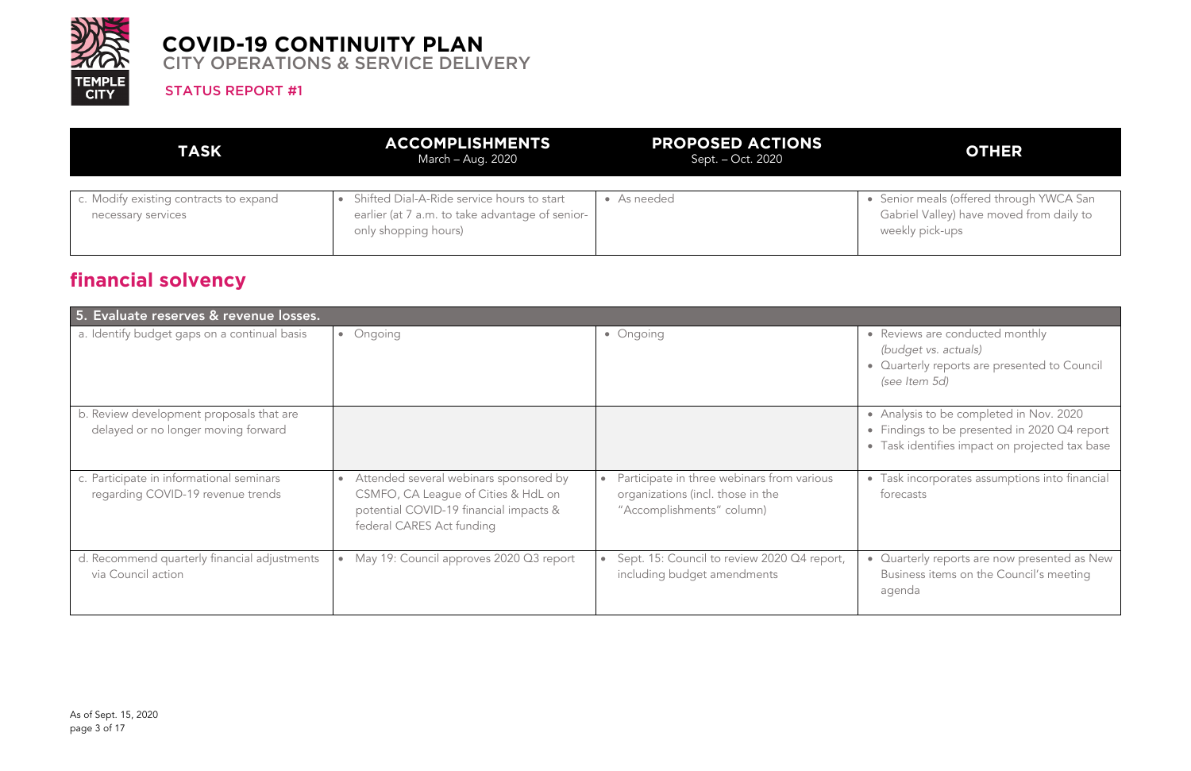# COVID-19 CONTINUITY PLAN

## CITY OPERATIONS & SERVICE DELIVERY

STATUS REPORT #1

| TASK | ACCOMPLISHMENTS<br>March – Aug. 2020 | PROPOSED ACTIONS<br>Sept. – Oct. 2020 | OTHER |
|---|---|---|---|
| c. Modify existing contracts to expand necessary services | • Shifted Dial-A-Ride service hours to start earlier (at 7 a.m. to take advantage of senior-only shopping hours) | • As needed | • Senior meals (offered through YWCA San Gabriel Valley) have moved from daily to weekly pick-ups |

## financial solvency

| TASK | ACCOMPLISHMENTS<br>March – Aug. 2020 | PROPOSED ACTIONS<br>Sept. – Oct. 2020 | OTHER |
|---|---|---|---|
| **5. Evaluate reserves & revenue losses.** | | | |
| a. Identify budget gaps on a continual basis | • Ongoing | • Ongoing | • Reviews are conducted monthly *(budget vs. actuals)*<br>• Quarterly reports are presented to Council *(see Item 5d)* |
| b. Review development proposals that are delayed or no longer moving forward | | | • Analysis to be completed in Nov. 2020<br>• Findings to be presented in 2020 Q4 report<br>• Task identifies impact on projected tax base |
| c. Participate in informational seminars regarding COVID-19 revenue trends | • Attended several webinars sponsored by CSMFO, CA League of Cities & HdL on potential COVID-19 financial impacts & federal CARES Act funding | • Participate in three webinars from various organizations (incl. those in the "Accomplishments" column) | • Task incorporates assumptions into financial forecasts |
| d. Recommend quarterly financial adjustments via Council action | • May 19: Council approves 2020 Q3 report | • Sept. 15: Council to review 2020 Q4 report, including budget amendments | • Quarterly reports are now presented as New Business items on the Council's meeting agenda |

As of Sept. 15, 2020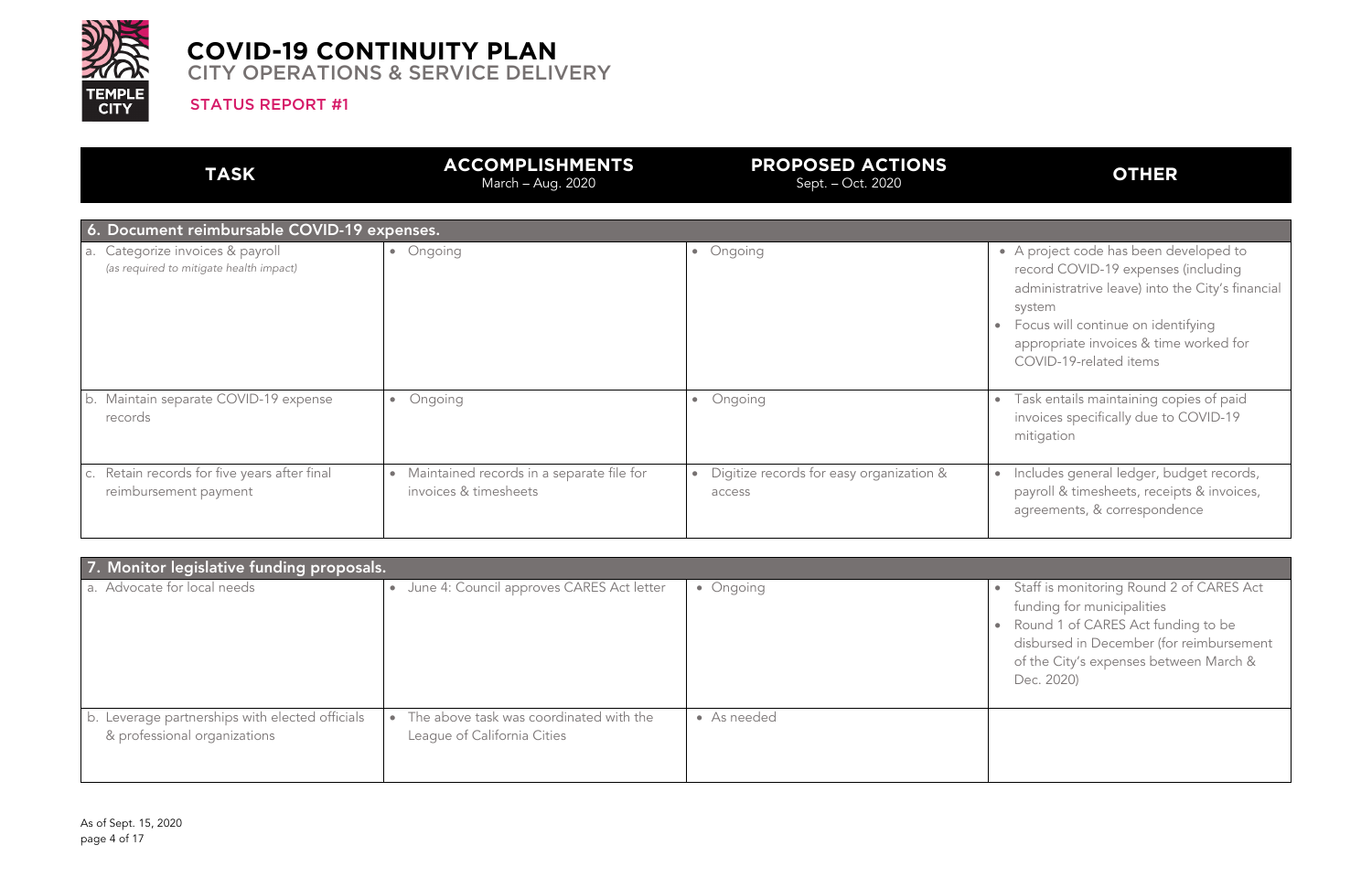# COVID-19 CONTINUITY PLAN

## CITY OPERATIONS & SERVICE DELIVERY

### STATUS REPORT #1

| TASK | ACCOMPLISHMENTS March – Aug. 2020 | PROPOSED ACTIONS Sept. – Oct. 2020 | OTHER |
|---|---|---|---|
| **6. Document reimbursable COVID-19 expenses.** | | | |
| a. Categorize invoices & payroll *(as required to mitigate health impact)* | • Ongoing | • Ongoing | • A project code has been developed to record COVID-19 expenses (including administrative leave) into the City's financial system<br>• Focus will continue on identifying appropriate invoices & time worked for COVID-19-related items |
| b. Maintain separate COVID-19 expense records | • Ongoing | • Ongoing | • Task entails maintaining copies of paid invoices specifically due to COVID-19 mitigation |
| c. Retain records for five years after final reimbursement payment | • Maintained records in a separate file for invoices & timesheets | • Digitize records for easy organization & access | • Includes general ledger, budget records, payroll & timesheets, receipts & invoices, agreements, & correspondence |
| **7. Monitor legislative funding proposals.** | | | |
| a. Advocate for local needs | • June 4: Council approves CARES Act letter | • Ongoing | • Staff is monitoring Round 2 of CARES Act funding for municipalities<br>• Round 1 of CARES Act funding to be disbursed in December (for reimbursement of the City's expenses between March & Dec. 2020) |
| b. Leverage partnerships with elected officials & professional organizations | • The above task was coordinated with the League of California Cities | • As needed | |

As of Sept. 15, 2020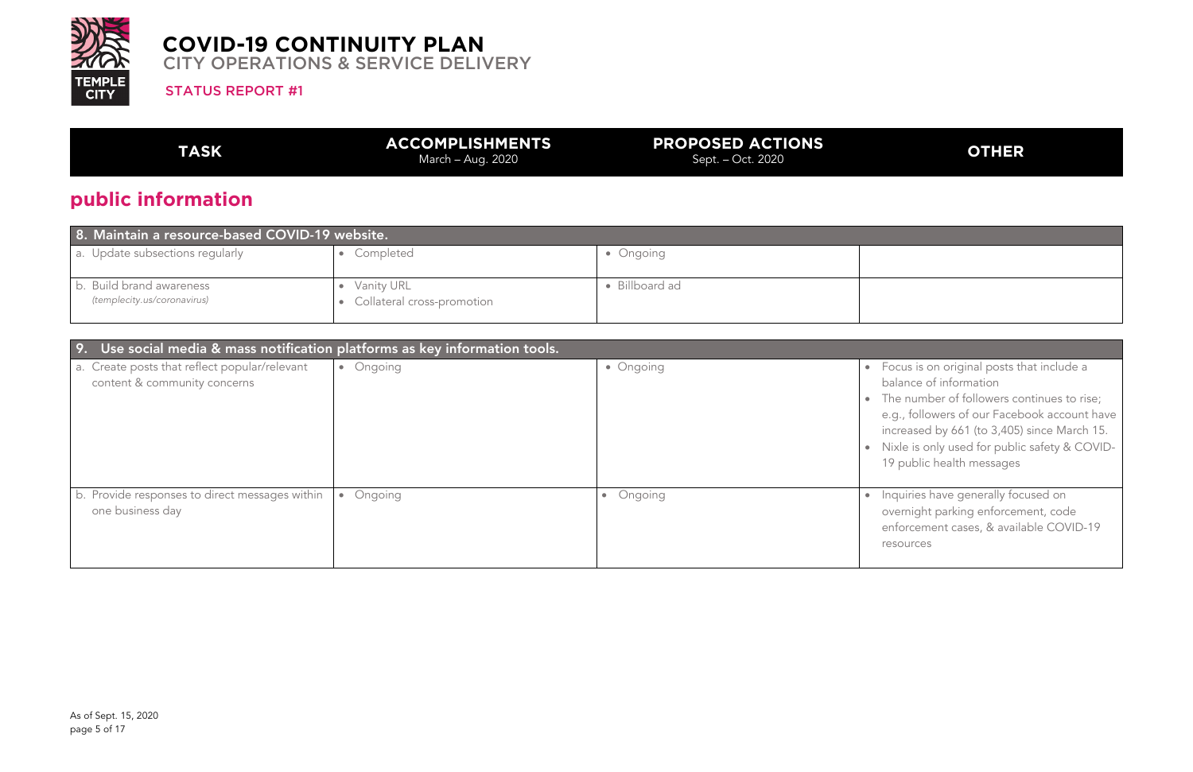# COVID-19 CONTINUITY PLAN

CITY OPERATIONS & SERVICE DELIVERY

STATUS REPORT #1

| TASK | ACCOMPLISHMENTS March – Aug. 2020 | PROPOSED ACTIONS Sept. – Oct. 2020 | OTHER |
|---|---|---|---|

## public information

| 8. Maintain a resource-based COVID-19 website. | | | |
|---|---|---|---|
| a. Update subsections regularly | • Completed | • Ongoing | |
| b. Build brand awareness *(templecity.us/coronavirus)* | • Vanity URL<br>• Collateral cross-promotion | • Billboard ad | |

| 9. Use social media & mass notification platforms as key information tools. | | | |
|---|---|---|---|
| a. Create posts that reflect popular/relevant content & community concerns | • Ongoing | • Ongoing | • Focus is on original posts that include a balance of information<br>• The number of followers continues to rise; e.g., followers of our Facebook account have increased by 661 (to 3,405) since March 15.<br>• Nixle is only used for public safety & COVID-19 public health messages |
| b. Provide responses to direct messages within one business day | • Ongoing | • Ongoing | • Inquiries have generally focused on overnight parking enforcement, code enforcement cases, & available COVID-19 resources |

As of Sept. 15, 2020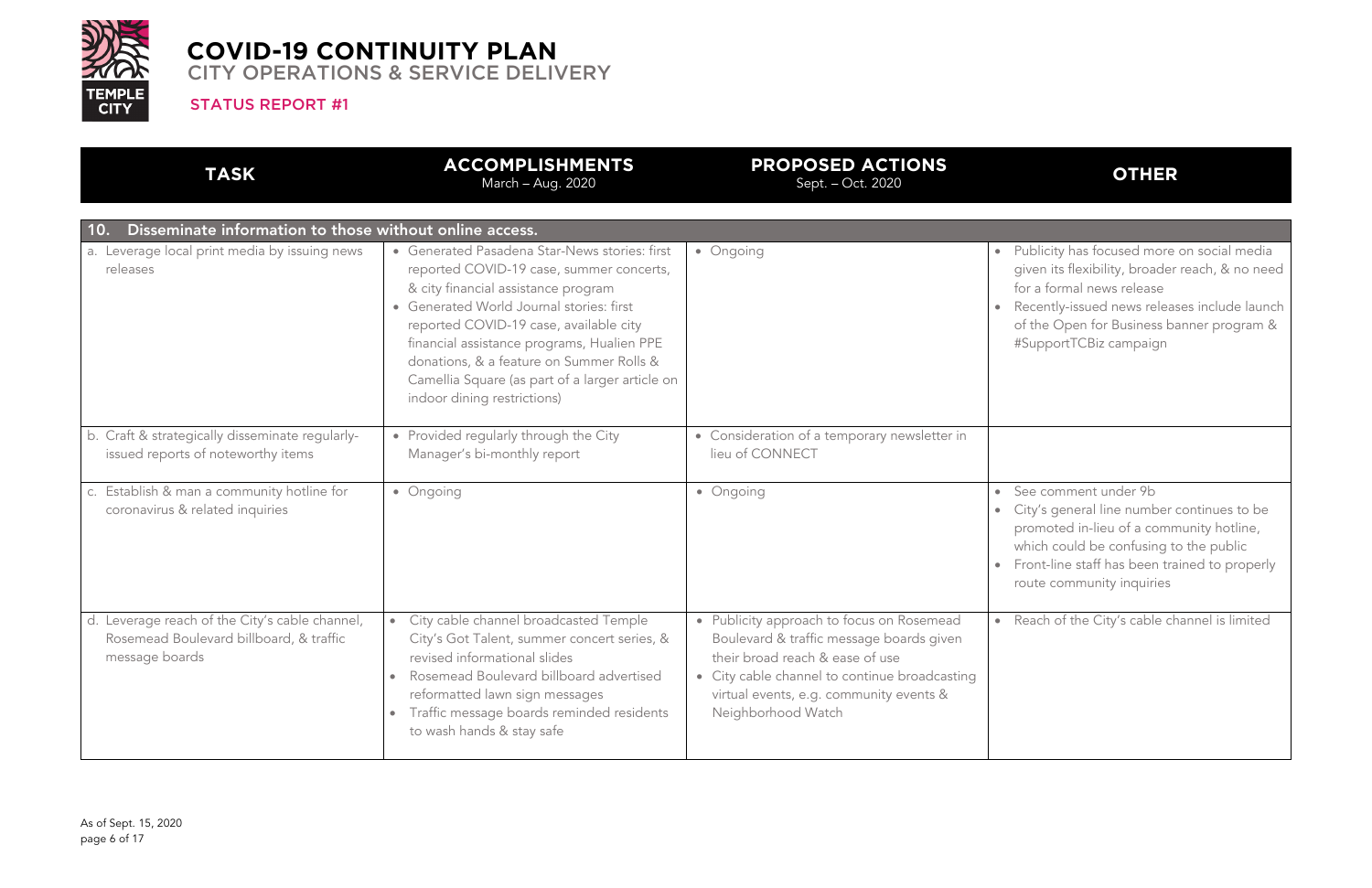# COVID-19 CONTINUITY PLAN

## CITY OPERATIONS & SERVICE DELIVERY

### STATUS REPORT #1

| TASK | ACCOMPLISHMENTS March – Aug. 2020 | PROPOSED ACTIONS Sept. – Oct. 2020 | OTHER |
|---|---|---|---|
| **10. Disseminate information to those without online access.** | | | |
| a. Leverage local print media by issuing news releases | • Generated Pasadena Star-News stories: first reported COVID-19 case, summer concerts, & city financial assistance program<br>• Generated World Journal stories: first reported COVID-19 case, available city financial assistance programs, Hualien PPE donations, & a feature on Summer Rolls & Camellia Square (as part of a larger article on indoor dining restrictions) | • Ongoing | • Publicity has focused more on social media given its flexibility, broader reach, & no need for a formal news release<br>• Recently-issued news releases include launch of the Open for Business banner program & #SupportTCBiz campaign |
| b. Craft & strategically disseminate regularly-issued reports of noteworthy items | • Provided regularly through the City Manager's bi-monthly report | • Consideration of a temporary newsletter in lieu of CONNECT | |
| c. Establish & man a community hotline for coronavirus & related inquiries | • Ongoing | • Ongoing | • See comment under 9b<br>• City's general line number continues to be promoted in-lieu of a community hotline, which could be confusing to the public<br>• Front-line staff has been trained to properly route community inquiries |
| d. Leverage reach of the City's cable channel, Rosemead Boulevard billboard, & traffic message boards | • City cable channel broadcasted Temple City's Got Talent, summer concert series, & revised informational slides<br>• Rosemead Boulevard billboard advertised reformatted lawn sign messages<br>• Traffic message boards reminded residents to wash hands & stay safe | • Publicity approach to focus on Rosemead Boulevard & traffic message boards given their broad reach & ease of use<br>• City cable channel to continue broadcasting virtual events, e.g. community events & Neighborhood Watch | • Reach of the City's cable channel is limited |

As of Sept. 15, 2020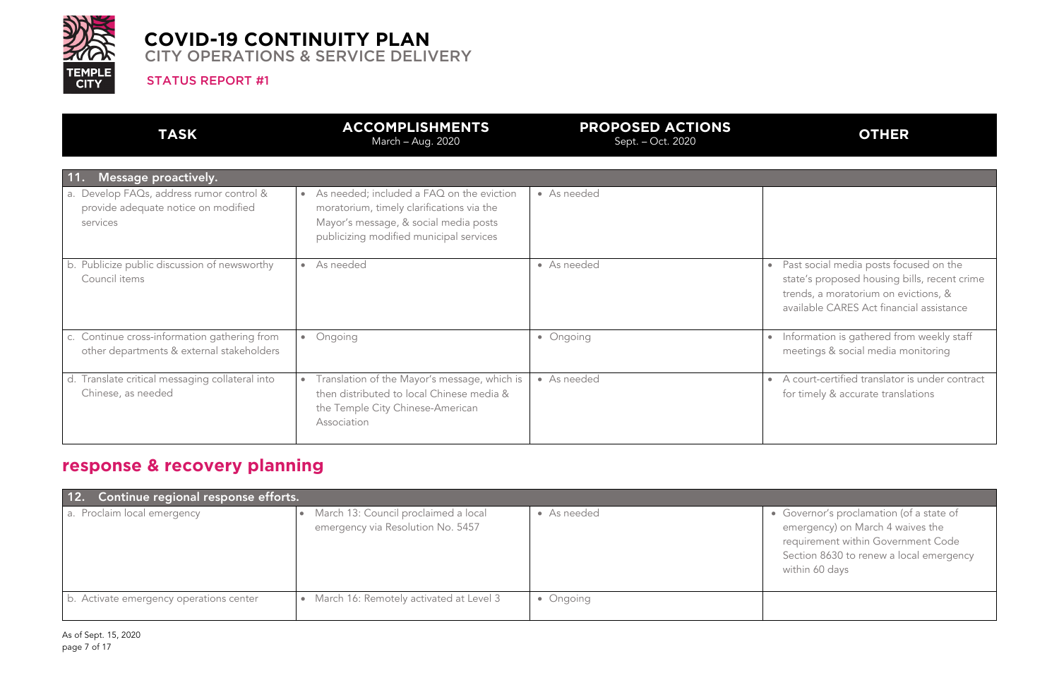# COVID-19 CONTINUITY PLAN

## CITY OPERATIONS & SERVICE DELIVERY

STATUS REPORT #1

| TASK | ACCOMPLISHMENTS March – Aug. 2020 | PROPOSED ACTIONS Sept. – Oct. 2020 | OTHER |
|---|---|---|---|
| **11. Message proactively.** | | | |
| a. Develop FAQs, address rumor control & provide adequate notice on modified services | • As needed; included a FAQ on the eviction moratorium, timely clarifications via the Mayor's message, & social media posts publicizing modified municipal services | • As needed | |
| b. Publicize public discussion of newsworthy Council items | • As needed | • As needed | • Past social media posts focused on the state's proposed housing bills, recent crime trends, a moratorium on evictions, & available CARES Act financial assistance |
| c. Continue cross-information gathering from other departments & external stakeholders | • Ongoing | • Ongoing | • Information is gathered from weekly staff meetings & social media monitoring |
| d. Translate critical messaging collateral into Chinese, as needed | • Translation of the Mayor's message, which is then distributed to local Chinese media & the Temple City Chinese-American Association | • As needed | • A court-certified translator is under contract for timely & accurate translations |

## response & recovery planning

| TASK | ACCOMPLISHMENTS March – Aug. 2020 | PROPOSED ACTIONS Sept. – Oct. 2020 | OTHER |
|---|---|---|---|
| **12. Continue regional response efforts.** | | | |
| a. Proclaim local emergency | • March 13: Council proclaimed a local emergency via Resolution No. 5457 | • As needed | • Governor's proclamation (of a state of emergency) on March 4 waives the requirement within Government Code Section 8630 to renew a local emergency within 60 days |
| b. Activate emergency operations center | • March 16: Remotely activated at Level 3 | • Ongoing | |

As of Sept. 15, 2020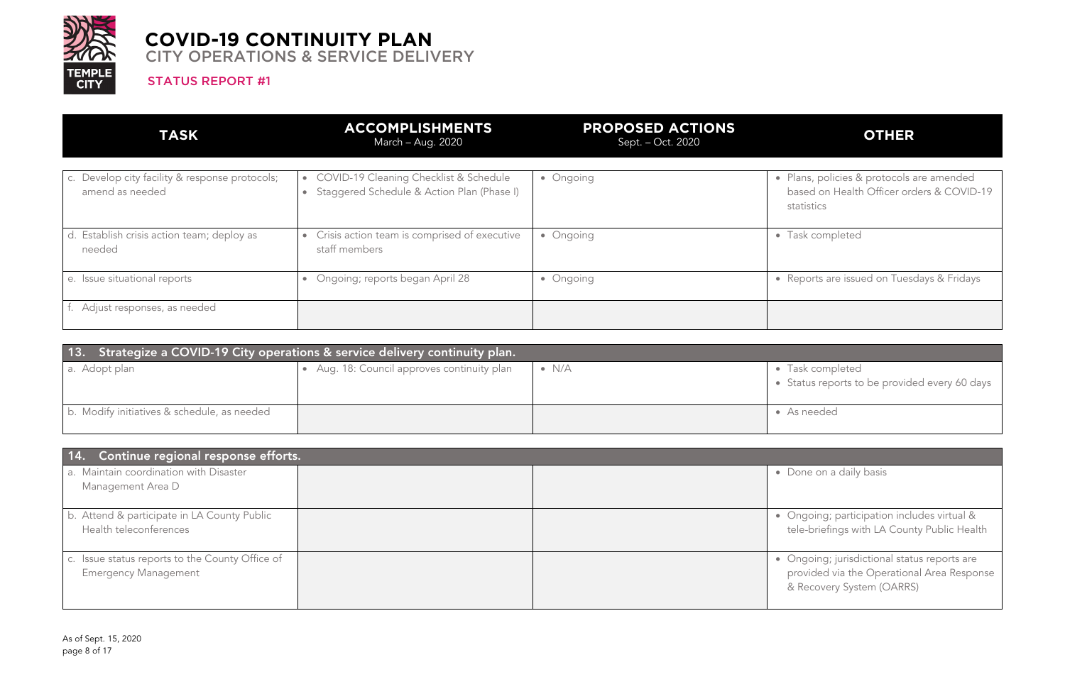# COVID-19 CONTINUITY PLAN

## CITY OPERATIONS & SERVICE DELIVERY

### STATUS REPORT #1

| TASK | ACCOMPLISHMENTS March – Aug. 2020 | PROPOSED ACTIONS Sept. – Oct. 2020 | OTHER |
|---|---|---|---|
| c. Develop city facility & response protocols; amend as needed | • COVID-19 Cleaning Checklist & Schedule<br>• Staggered Schedule & Action Plan (Phase I) | • Ongoing | • Plans, policies & protocols are amended based on Health Officer orders & COVID-19 statistics |
| d. Establish crisis action team; deploy as needed | • Crisis action team is comprised of executive staff members | • Ongoing | • Task completed |
| e. Issue situational reports | • Ongoing; reports began April 28 | • Ongoing | • Reports are issued on Tuesdays & Fridays |
| f. Adjust responses, as needed | | | |
| **13. Strategize a COVID-19 City operations & service delivery continuity plan.** | | | |
| a. Adopt plan | • Aug. 18: Council approves continuity plan | • N/A | • Task completed<br>• Status reports to be provided every 60 days |
| b. Modify initiatives & schedule, as needed | | | • As needed |
| **14. Continue regional response efforts.** | | | |
| a. Maintain coordination with Disaster Management Area D | | | • Done on a daily basis |
| b. Attend & participate in LA County Public Health teleconferences | | | • Ongoing; participation includes virtual & tele-briefings with LA County Public Health |
| c. Issue status reports to the County Office of Emergency Management | | | • Ongoing; jurisdictional status reports are provided via the Operational Area Response & Recovery System (OARRS) |

As of Sept. 15, 2020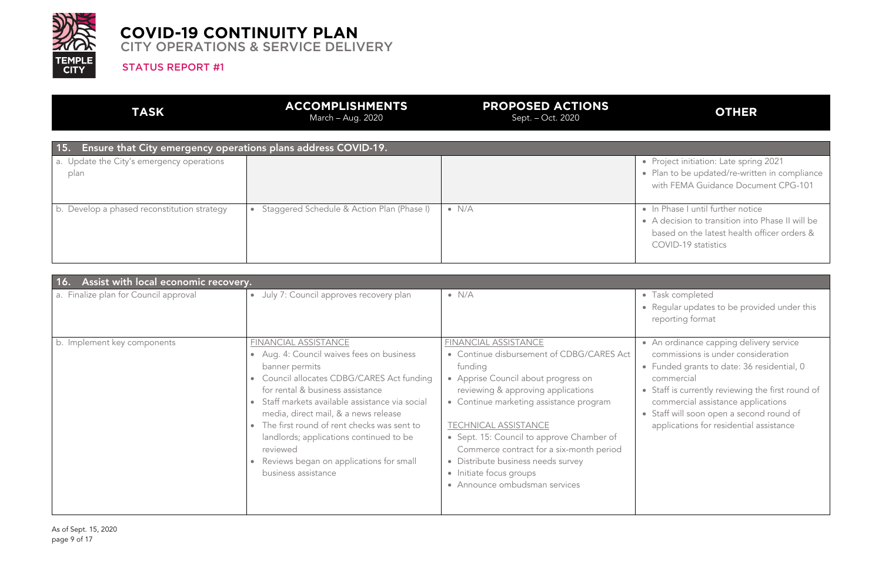# COVID-19 CONTINUITY PLAN

## CITY OPERATIONS & SERVICE DELIVERY

### STATUS REPORT #1

| TASK | ACCOMPLISHMENTS<br>March – Aug. 2020 | PROPOSED ACTIONS<br>Sept. – Oct. 2020 | OTHER |
|---|---|---|---|
| **15. Ensure that City emergency operations plans address COVID-19.** | | | |
| a. Update the City's emergency operations plan | | | • Project initiation: Late spring 2021<br>• Plan to be updated/re-written in compliance with FEMA Guidance Document CPG-101 |
| b. Develop a phased reconstitution strategy | • Staggered Schedule & Action Plan (Phase I) | • N/A | • In Phase I until further notice<br>• A decision to transition into Phase II will be based on the latest health officer orders & COVID-19 statistics |
| **16. Assist with local economic recovery.** | | | |
| a. Finalize plan for Council approval | • July 7: Council approves recovery plan | • N/A | • Task completed<br>• Regular updates to be provided under this reporting format |
| b. Implement key components | FINANCIAL ASSISTANCE<br>• Aug. 4: Council waives fees on business banner permits<br>• Council allocates CDBG/CARES Act funding for rental & business assistance<br>• Staff markets available assistance via social media, direct mail, & a news release<br>• The first round of rent checks was sent to landlords; applications continued to be reviewed<br>• Reviews began on applications for small business assistance | FINANCIAL ASSISTANCE<br>• Continue disbursement of CDBG/CARES Act funding<br>• Apprise Council about progress on reviewing & approving applications<br>• Continue marketing assistance program<br><br>TECHNICAL ASSISTANCE<br>• Sept. 15: Council to approve Chamber of Commerce contract for a six-month period<br>• Distribute business needs survey<br>• Initiate focus groups<br>• Announce ombudsman services | • An ordinance capping delivery service commissions is under consideration<br>• Funded grants to date: 36 residential, 0 commercial<br>• Staff is currently reviewing the first round of commercial assistance applications<br>• Staff will soon open a second round of applications for residential assistance |

As of Sept. 15, 2020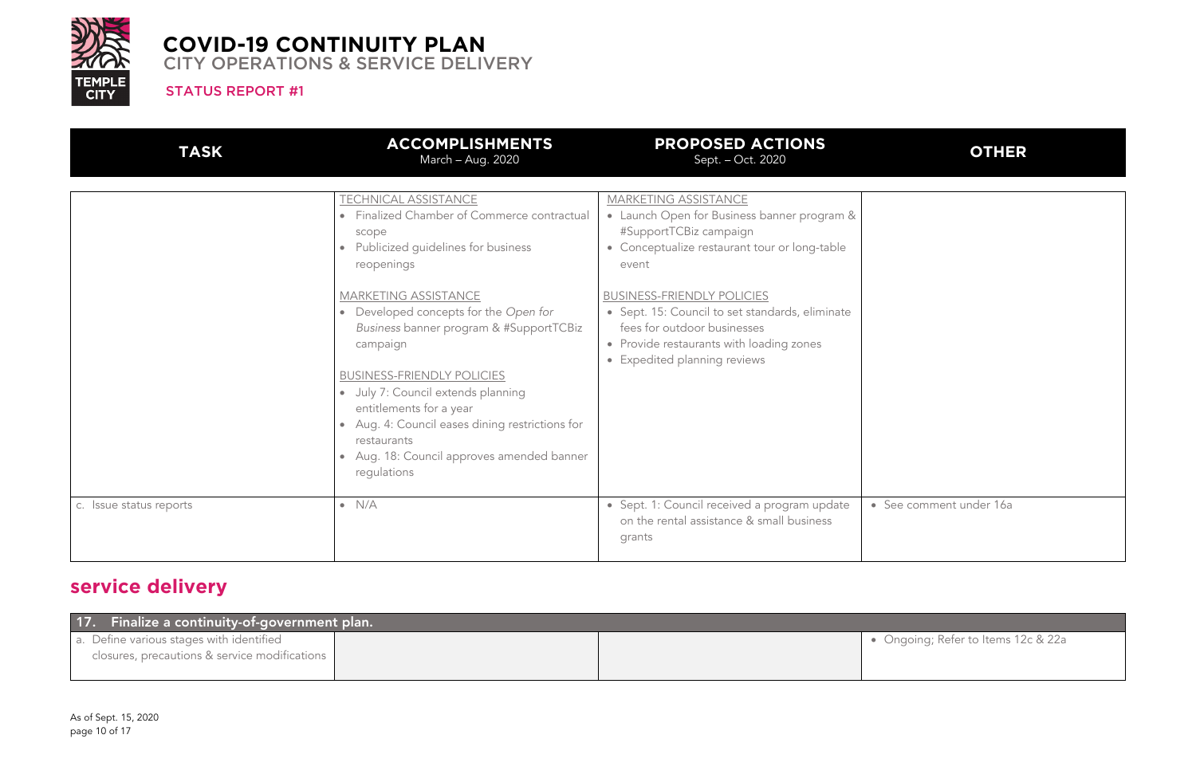# COVID-19 CONTINUITY PLAN

CITY OPERATIONS & SERVICE DELIVERY

STATUS REPORT #1

| TASK | ACCOMPLISHMENTS<br>March – Aug. 2020 | PROPOSED ACTIONS<br>Sept. – Oct. 2020 | OTHER |
|---|---|---|---|
| | TECHNICAL ASSISTANCE<br>• Finalized Chamber of Commerce contractual scope<br>• Publicized guidelines for business reopenings<br><br>MARKETING ASSISTANCE<br>• Developed concepts for the *Open for Business* banner program & #SupportTCBiz campaign<br><br>BUSINESS-FRIENDLY POLICIES<br>• July 7: Council extends planning entitlements for a year<br>• Aug. 4: Council eases dining restrictions for restaurants<br>• Aug. 18: Council approves amended banner regulations | MARKETING ASSISTANCE<br>• Launch Open for Business banner program & #SupportTCBiz campaign<br>• Conceptualize restaurant tour or long-table event<br><br>BUSINESS-FRIENDLY POLICIES<br>• Sept. 15: Council to set standards, eliminate fees for outdoor businesses<br>• Provide restaurants with loading zones<br>• Expedited planning reviews | |
| c. Issue status reports | • N/A | • Sept. 1: Council received a program update on the rental assistance & small business grants | • See comment under 16a |

## service delivery

| 17. Finalize a continuity-of-government plan. | | | |
|---|---|---|---|
| a. Define various stages with identified closures, precautions & service modifications | | | • Ongoing; Refer to Items 12c & 22a |

As of Sept. 15, 2020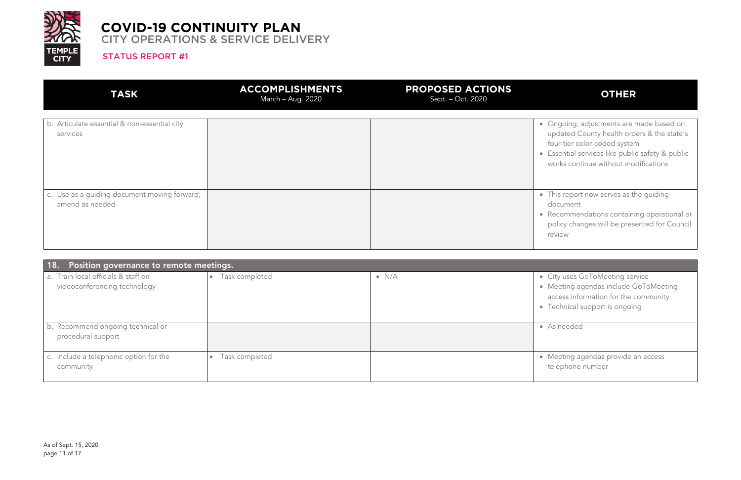# COVID-19 CONTINUITY PLAN

## CITY OPERATIONS & SERVICE DELIVERY

STATUS REPORT #1

| TASK | ACCOMPLISHMENTS March – Aug. 2020 | PROPOSED ACTIONS Sept. – Oct. 2020 | OTHER |
|---|---|---|---|
| b. Articulate essential & non-essential city services | | | • Ongoing; adjustments are made based on updated County health orders & the state's four-tier color-coded system<br>• Essential services like public safety & public works continue without modifications |
| c. Use as a guiding document moving forward; amend as needed | | | • This report now serves as the guiding document<br>• Recommendations containing operational or policy changes will be presented for Council review |
| **18. Position governance to remote meetings.** | | | |
| a. Train local officials & staff on videoconferencing technology | • Task completed | • N/A | • City uses GoToMeeting service<br>• Meeting agendas include GoToMeeting access information for the community<br>• Technical support is ongoing |
| b. Recommend ongoing technical or procedural support | | | • As needed |
| c. Include a telephonic option for the community | • Task completed | | • Meeting agendas provide an access telephone number |

As of Sept. 15, 2020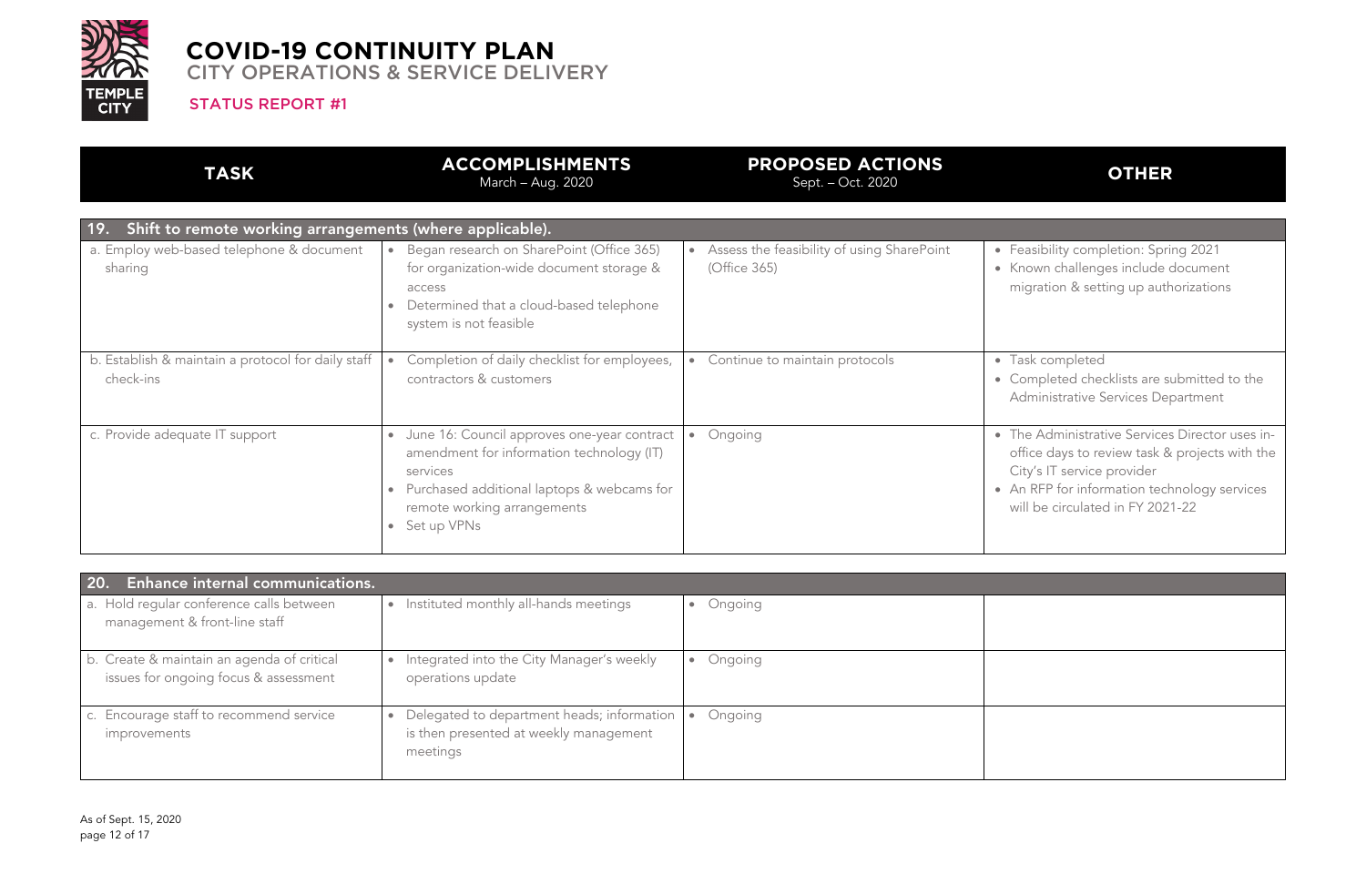# COVID-19 CONTINUITY PLAN

## CITY OPERATIONS & SERVICE DELIVERY

### STATUS REPORT #1

| TASK | ACCOMPLISHMENTS<br>March – Aug. 2020 | PROPOSED ACTIONS<br>Sept. – Oct. 2020 | OTHER |
|---|---|---|---|
| **19. Shift to remote working arrangements (where applicable).** | | | |
| a. Employ web-based telephone & document sharing | • Began research on SharePoint (Office 365) for organization-wide document storage & access<br>• Determined that a cloud-based telephone system is not feasible | • Assess the feasibility of using SharePoint (Office 365) | • Feasibility completion: Spring 2021<br>• Known challenges include document migration & setting up authorizations |
| b. Establish & maintain a protocol for daily staff check-ins | • Completion of daily checklist for employees, contractors & customers | • Continue to maintain protocols | • Task completed<br>• Completed checklists are submitted to the Administrative Services Department |
| c. Provide adequate IT support | • June 16: Council approves one-year contract amendment for information technology (IT) services<br>• Purchased additional laptops & webcams for remote working arrangements<br>• Set up VPNs | • Ongoing | • The Administrative Services Director uses in-office days to review task & projects with the City's IT service provider<br>• An RFP for information technology services will be circulated in FY 2021-22 |
| **20. Enhance internal communications.** | | | |
| a. Hold regular conference calls between management & front-line staff | • Instituted monthly all-hands meetings | • Ongoing | |
| b. Create & maintain an agenda of critical issues for ongoing focus & assessment | • Integrated into the City Manager's weekly operations update | • Ongoing | |
| c. Encourage staff to recommend service improvements | • Delegated to department heads; information is then presented at weekly management meetings | • Ongoing | |

As of Sept. 15, 2020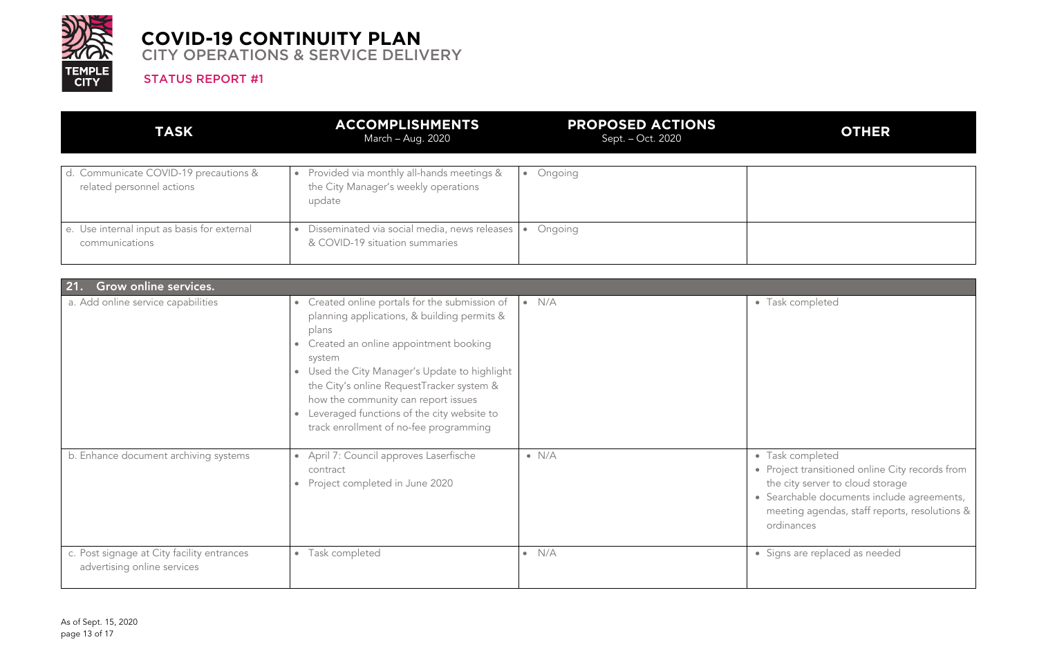# COVID-19 CONTINUITY PLAN

## CITY OPERATIONS & SERVICE DELIVERY

### STATUS REPORT #1

| TASK | ACCOMPLISHMENTS March – Aug. 2020 | PROPOSED ACTIONS Sept. – Oct. 2020 | OTHER |
|---|---|---|---|
| d. Communicate COVID-19 precautions & related personnel actions | • Provided via monthly all-hands meetings & the City Manager's weekly operations update | • Ongoing | |
| e. Use internal input as basis for external communications | • Disseminated via social media, news releases & COVID-19 situation summaries | • Ongoing | |
| **21. Grow online services.** | | | |
| a. Add online service capabilities | • Created online portals for the submission of planning applications, & building permits & plans<br>• Created an online appointment booking system<br>• Used the City Manager's Update to highlight the City's online RequestTracker system & how the community can report issues<br>• Leveraged functions of the city website to track enrollment of no-fee programming | • N/A | • Task completed |
| b. Enhance document archiving systems | • April 7: Council approves Laserfische contract<br>• Project completed in June 2020 | • N/A | • Task completed<br>• Project transitioned online City records from the city server to cloud storage<br>• Searchable documents include agreements, meeting agendas, staff reports, resolutions & ordinances |
| c. Post signage at City facility entrances advertising online services | • Task completed | • N/A | • Signs are replaced as needed |

As of Sept. 15, 2020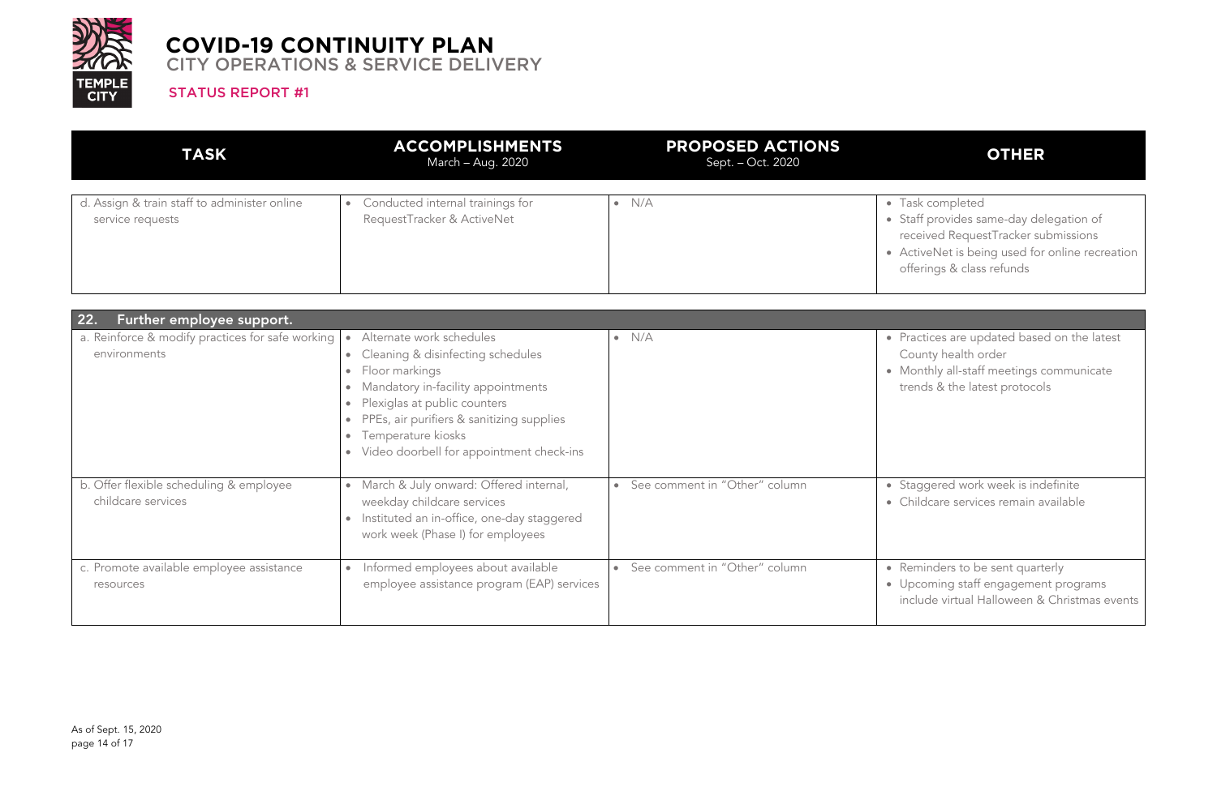# COVID-19 CONTINUITY PLAN
## CITY OPERATIONS & SERVICE DELIVERY
### STATUS REPORT #1

| TASK | ACCOMPLISHMENTS March – Aug. 2020 | PROPOSED ACTIONS Sept. – Oct. 2020 | OTHER |
|---|---|---|---|
| d. Assign & train staff to administer online service requests | • Conducted internal trainings for RequestTracker & ActiveNet | • N/A | • Task completed<br>• Staff provides same-day delegation of received RequestTracker submissions<br>• ActiveNet is being used for online recreation offerings & class refunds |

**22. Further employee support.**

| TASK | ACCOMPLISHMENTS March – Aug. 2020 | PROPOSED ACTIONS Sept. – Oct. 2020 | OTHER |
|---|---|---|---|
| a. Reinforce & modify practices for safe working environments | • Alternate work schedules<br>• Cleaning & disinfecting schedules<br>• Floor markings<br>• Mandatory in-facility appointments<br>• Plexiglas at public counters<br>• PPEs, air purifiers & sanitizing supplies<br>• Temperature kiosks<br>• Video doorbell for appointment check-ins | • N/A | • Practices are updated based on the latest County health order<br>• Monthly all-staff meetings communicate trends & the latest protocols |
| b. Offer flexible scheduling & employee childcare services | • March & July onward: Offered internal, weekday childcare services<br>• Instituted an in-office, one-day staggered work week (Phase I) for employees | • See comment in "Other" column | • Staggered work week is indefinite<br>• Childcare services remain available |
| c. Promote available employee assistance resources | • Informed employees about available employee assistance program (EAP) services | • See comment in "Other" column | • Reminders to be sent quarterly<br>• Upcoming staff engagement programs include virtual Halloween & Christmas events |

As of Sept. 15, 2020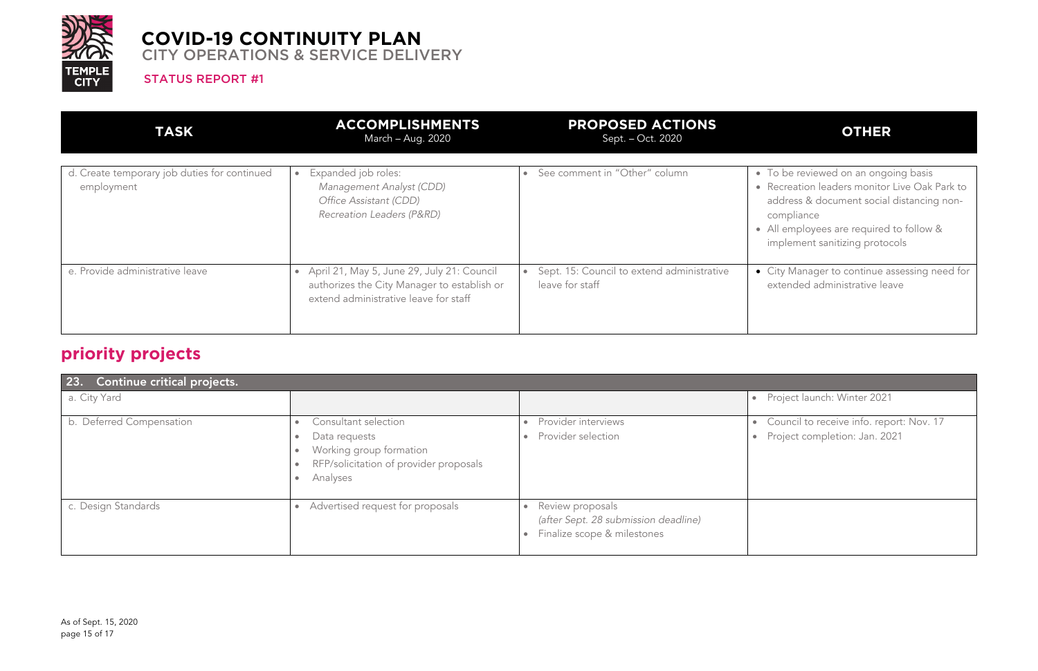# COVID-19 CONTINUITY PLAN

## CITY OPERATIONS & SERVICE DELIVERY

STATUS REPORT #1

| TASK | ACCOMPLISHMENTS<br>March – Aug. 2020 | PROPOSED ACTIONS<br>Sept. – Oct. 2020 | OTHER |
|---|---|---|---|
| d. Create temporary job duties for continued employment | • Expanded job roles:<br>*Management Analyst (CDD)*<br>*Office Assistant (CDD)*<br>*Recreation Leaders (P&RD)* | • See comment in "Other" column | • To be reviewed on an ongoing basis<br>• Recreation leaders monitor Live Oak Park to address & document social distancing non-compliance<br>• All employees are required to follow & implement sanitizing protocols |
| e. Provide administrative leave | • April 21, May 5, June 29, July 21: Council authorizes the City Manager to establish or extend administrative leave for staff | • Sept. 15: Council to extend administrative leave for staff | • City Manager to continue assessing need for extended administrative leave |

## priority projects

| 23. Continue critical projects. | | | |
|---|---|---|---|
| a. City Yard | | | • Project launch: Winter 2021 |
| b. Deferred Compensation | • Consultant selection<br>• Data requests<br>• Working group formation<br>• RFP/solicitation of provider proposals<br>• Analyses | • Provider interviews<br>• Provider selection | • Council to receive info. report: Nov. 17<br>• Project completion: Jan. 2021 |
| c. Design Standards | • Advertised request for proposals | • Review proposals<br>*(after Sept. 28 submission deadline)*<br>• Finalize scope & milestones | |

As of Sept. 15, 2020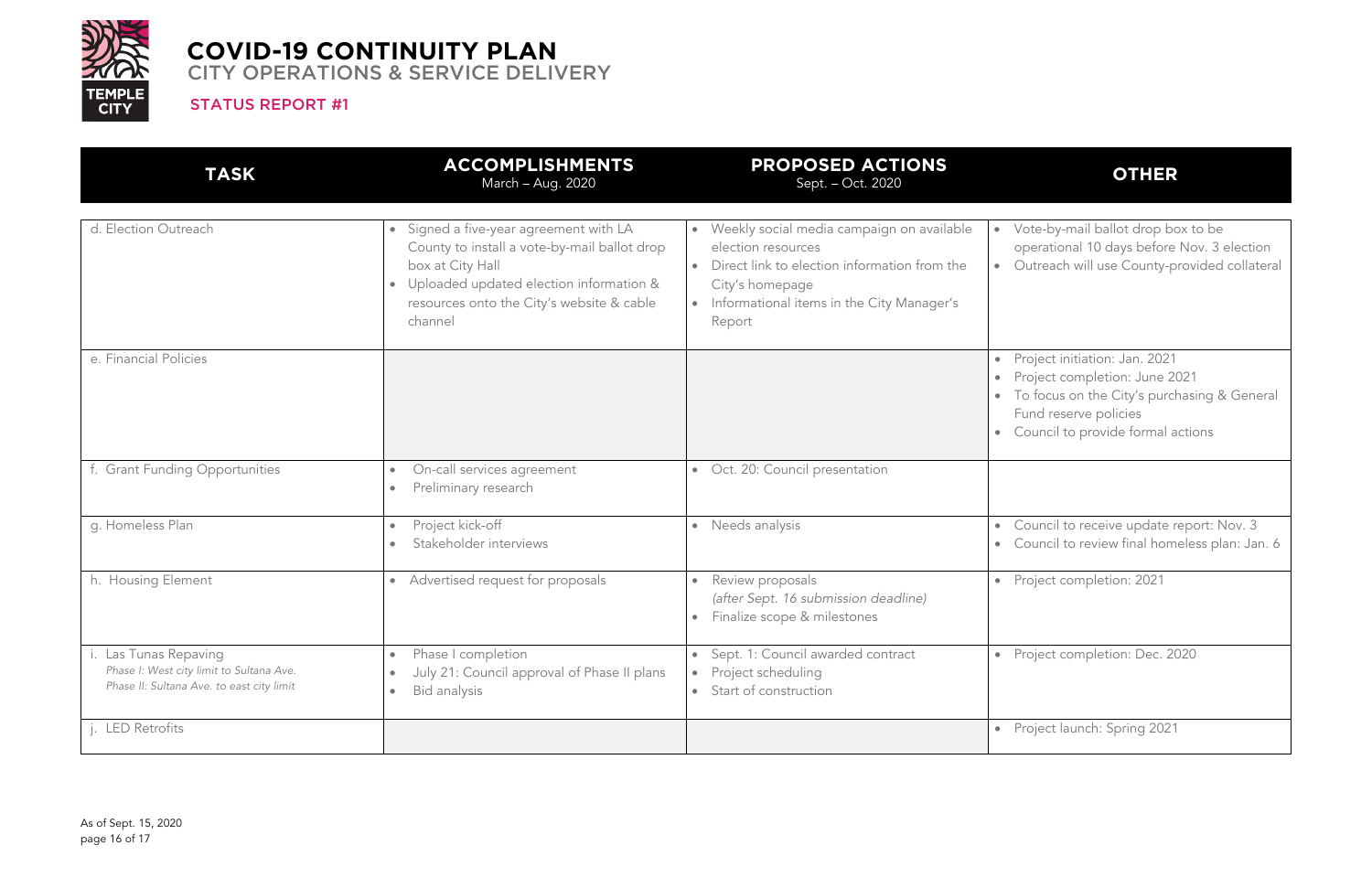# COVID-19 CONTINUITY PLAN

## CITY OPERATIONS & SERVICE DELIVERY

### STATUS REPORT #1

| TASK | ACCOMPLISHMENTS<br>March – Aug. 2020 | PROPOSED ACTIONS<br>Sept. – Oct. 2020 | OTHER |
|---|---|---|---|
| d. Election Outreach | • Signed a five-year agreement with LA County to install a vote-by-mail ballot drop box at City Hall<br>• Uploaded updated election information & resources onto the City's website & cable channel | • Weekly social media campaign on available election resources<br>• Direct link to election information from the City's homepage<br>• Informational items in the City Manager's Report | • Vote-by-mail ballot drop box to be operational 10 days before Nov. 3 election<br>• Outreach will use County-provided collateral |
| e. Financial Policies | | | • Project initiation: Jan. 2021<br>• Project completion: June 2021<br>• To focus on the City's purchasing & General Fund reserve policies<br>• Council to provide formal actions |
| f. Grant Funding Opportunities | • On-call services agreement<br>• Preliminary research | • Oct. 20: Council presentation | |
| g. Homeless Plan | • Project kick-off<br>• Stakeholder interviews | • Needs analysis | • Council to receive update report: Nov. 3<br>• Council to review final homeless plan: Jan. 6 |
| h. Housing Element | • Advertised request for proposals | • Review proposals *(after Sept. 16 submission deadline)*<br>• Finalize scope & milestones | • Project completion: 2021 |
| i. Las Tunas Repaving<br>*Phase I: West city limit to Sultana Ave.*<br>*Phase II: Sultana Ave. to east city limit* | • Phase I completion<br>• July 21: Council approval of Phase II plans<br>• Bid analysis | • Sept. 1: Council awarded contract<br>• Project scheduling<br>• Start of construction | • Project completion: Dec. 2020 |
| j. LED Retrofits | | | • Project launch: Spring 2021 |

As of Sept. 15, 2020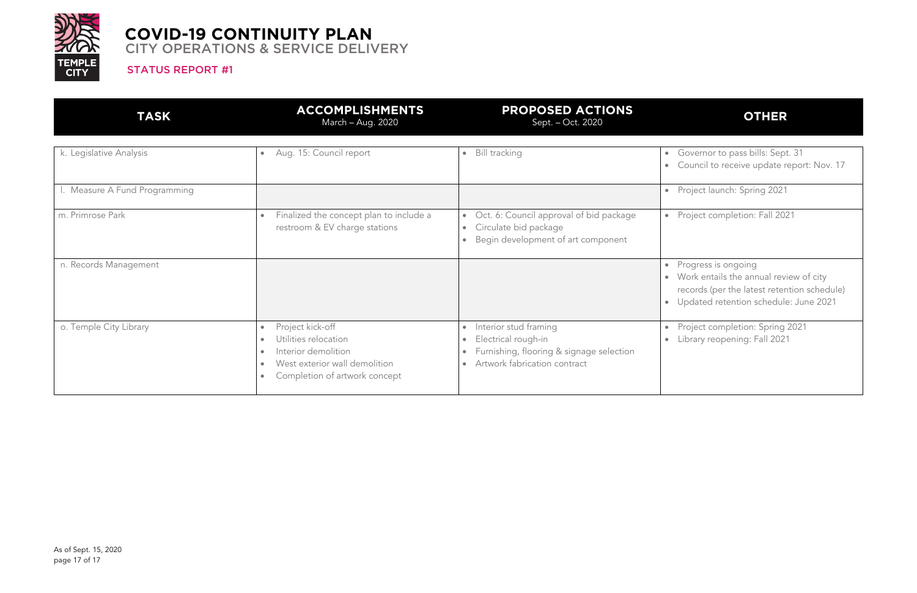# COVID-19 CONTINUITY PLAN

## CITY OPERATIONS & SERVICE DELIVERY

STATUS REPORT #1

| TASK | ACCOMPLISHMENTS<br>March – Aug. 2020 | PROPOSED ACTIONS<br>Sept. – Oct. 2020 | OTHER |
|---|---|---|---|
| k. Legislative Analysis | • Aug. 15: Council report | • Bill tracking | • Governor to pass bills: Sept. 31<br>• Council to receive update report: Nov. 17 |
| l. Measure A Fund Programming | | | • Project launch: Spring 2021 |
| m. Primrose Park | • Finalized the concept plan to include a restroom & EV charge stations | • Oct. 6: Council approval of bid package<br>• Circulate bid package<br>• Begin development of art component | • Project completion: Fall 2021 |
| n. Records Management | | | • Progress is ongoing<br>• Work entails the annual review of city records (per the latest retention schedule)<br>• Updated retention schedule: June 2021 |
| o. Temple City Library | • Project kick-off<br>• Utilities relocation<br>• Interior demolition<br>• West exterior wall demolition<br>• Completion of artwork concept | • Interior stud framing<br>• Electrical rough-in<br>• Furnishing, flooring & signage selection<br>• Artwork fabrication contract | • Project completion: Spring 2021<br>• Library reopening: Fall 2021 |

As of Sept. 15, 2020